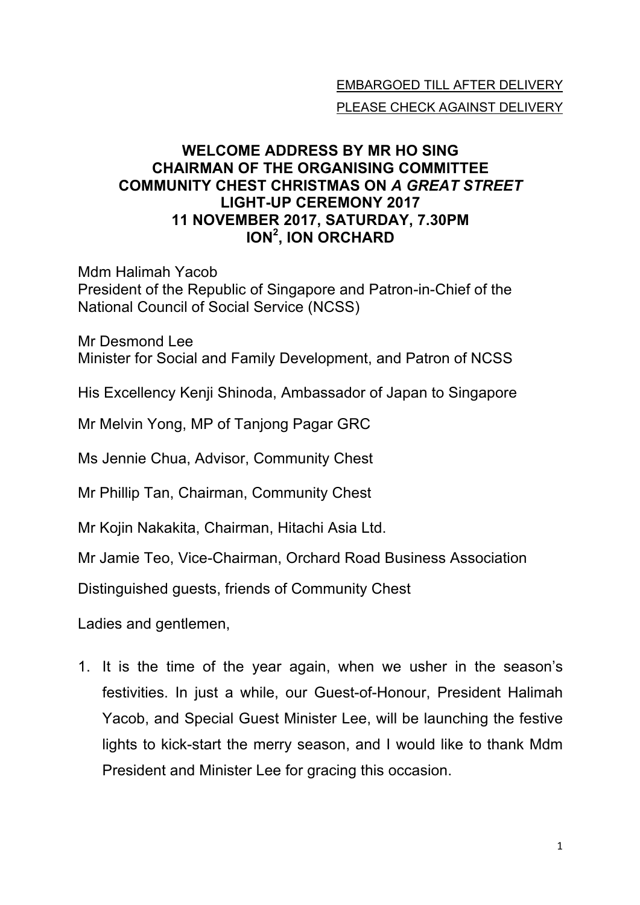<u>EMBARGOED TILL AFTER DELIVERY</u>
<u>PLEASE CHECK AGAINST DELIVERY</u>

# WELCOME ADDRESS BY MR HO SING
# CHAIRMAN OF THE ORGANISING COMMITTEE
# COMMUNITY CHEST CHRISTMAS ON *A GREAT STREET* LIGHT-UP CEREMONY 2017
# 11 NOVEMBER 2017, SATURDAY, 7.30PM
# ION$^2$, ION ORCHARD

Mdm Halimah Yacob
President of the Republic of Singapore and Patron-in-Chief of the National Council of Social Service (NCSS)

Mr Desmond Lee
Minister for Social and Family Development, and Patron of NCSS

His Excellency Kenji Shinoda, Ambassador of Japan to Singapore

Mr Melvin Yong, MP of Tanjong Pagar GRC

Ms Jennie Chua, Advisor, Community Chest

Mr Phillip Tan, Chairman, Community Chest

Mr Kojin Nakakita, Chairman, Hitachi Asia Ltd.

Mr Jamie Teo, Vice-Chairman, Orchard Road Business Association

Distinguished guests, friends of Community Chest

Ladies and gentlemen,

1. It is the time of the year again, when we usher in the season's festivities. In just a while, our Guest-of-Honour, President Halimah Yacob, and Special Guest Minister Lee, will be launching the festive lights to kick-start the merry season, and I would like to thank Mdm President and Minister Lee for gracing this occasion.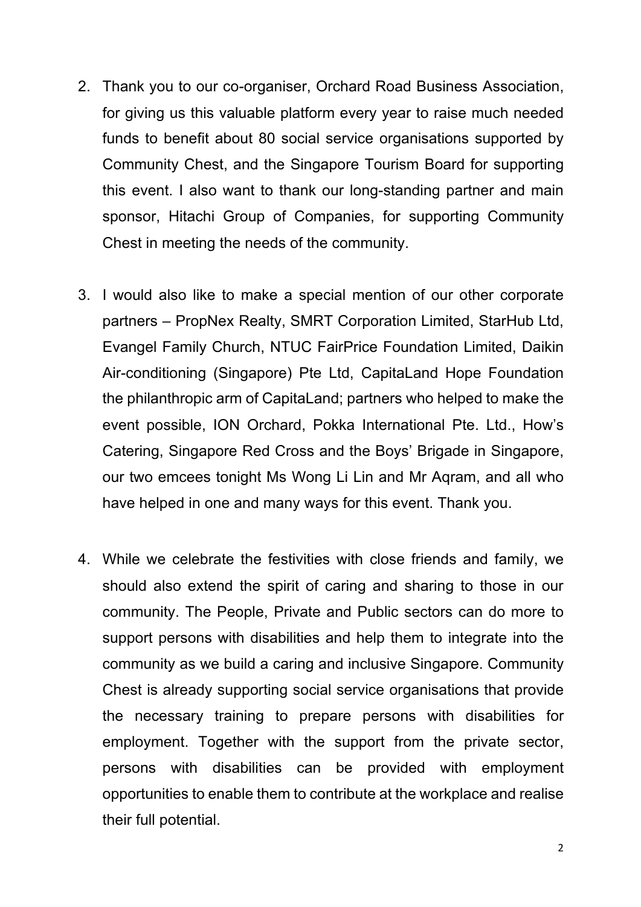2. Thank you to our co-organiser, Orchard Road Business Association, for giving us this valuable platform every year to raise much needed funds to benefit about 80 social service organisations supported by Community Chest, and the Singapore Tourism Board for supporting this event. I also want to thank our long-standing partner and main sponsor, Hitachi Group of Companies, for supporting Community Chest in meeting the needs of the community.

3. I would also like to make a special mention of our other corporate partners – PropNex Realty, SMRT Corporation Limited, StarHub Ltd, Evangel Family Church, NTUC FairPrice Foundation Limited, Daikin Air-conditioning (Singapore) Pte Ltd, CapitaLand Hope Foundation the philanthropic arm of CapitaLand; partners who helped to make the event possible, ION Orchard, Pokka International Pte. Ltd., How's Catering, Singapore Red Cross and the Boys' Brigade in Singapore, our two emcees tonight Ms Wong Li Lin and Mr Aqram, and all who have helped in one and many ways for this event. Thank you.

4. While we celebrate the festivities with close friends and family, we should also extend the spirit of caring and sharing to those in our community. The People, Private and Public sectors can do more to support persons with disabilities and help them to integrate into the community as we build a caring and inclusive Singapore. Community Chest is already supporting social service organisations that provide the necessary training to prepare persons with disabilities for employment. Together with the support from the private sector, persons with disabilities can be provided with employment opportunities to enable them to contribute at the workplace and realise their full potential.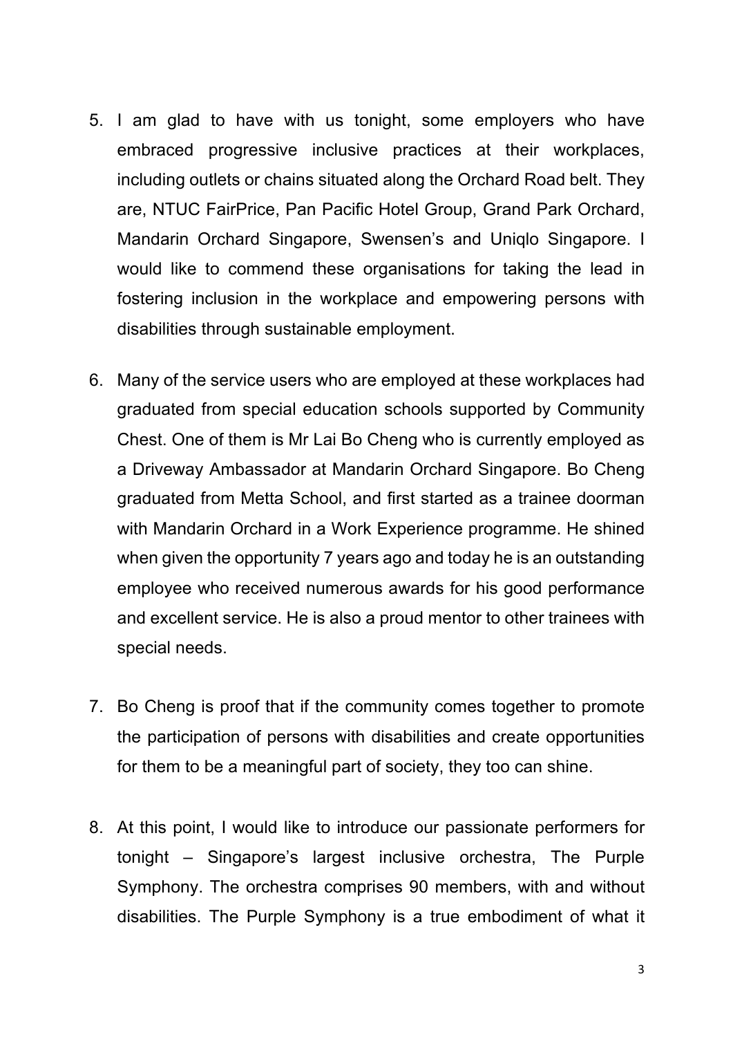5. I am glad to have with us tonight, some employers who have embraced progressive inclusive practices at their workplaces, including outlets or chains situated along the Orchard Road belt. They are, NTUC FairPrice, Pan Pacific Hotel Group, Grand Park Orchard, Mandarin Orchard Singapore, Swensen's and Uniqlo Singapore. I would like to commend these organisations for taking the lead in fostering inclusion in the workplace and empowering persons with disabilities through sustainable employment.

6. Many of the service users who are employed at these workplaces had graduated from special education schools supported by Community Chest. One of them is Mr Lai Bo Cheng who is currently employed as a Driveway Ambassador at Mandarin Orchard Singapore. Bo Cheng graduated from Metta School, and first started as a trainee doorman with Mandarin Orchard in a Work Experience programme. He shined when given the opportunity 7 years ago and today he is an outstanding employee who received numerous awards for his good performance and excellent service. He is also a proud mentor to other trainees with special needs.

7. Bo Cheng is proof that if the community comes together to promote the participation of persons with disabilities and create opportunities for them to be a meaningful part of society, they too can shine.

8. At this point, I would like to introduce our passionate performers for tonight – Singapore's largest inclusive orchestra, The Purple Symphony. The orchestra comprises 90 members, with and without disabilities. The Purple Symphony is a true embodiment of what it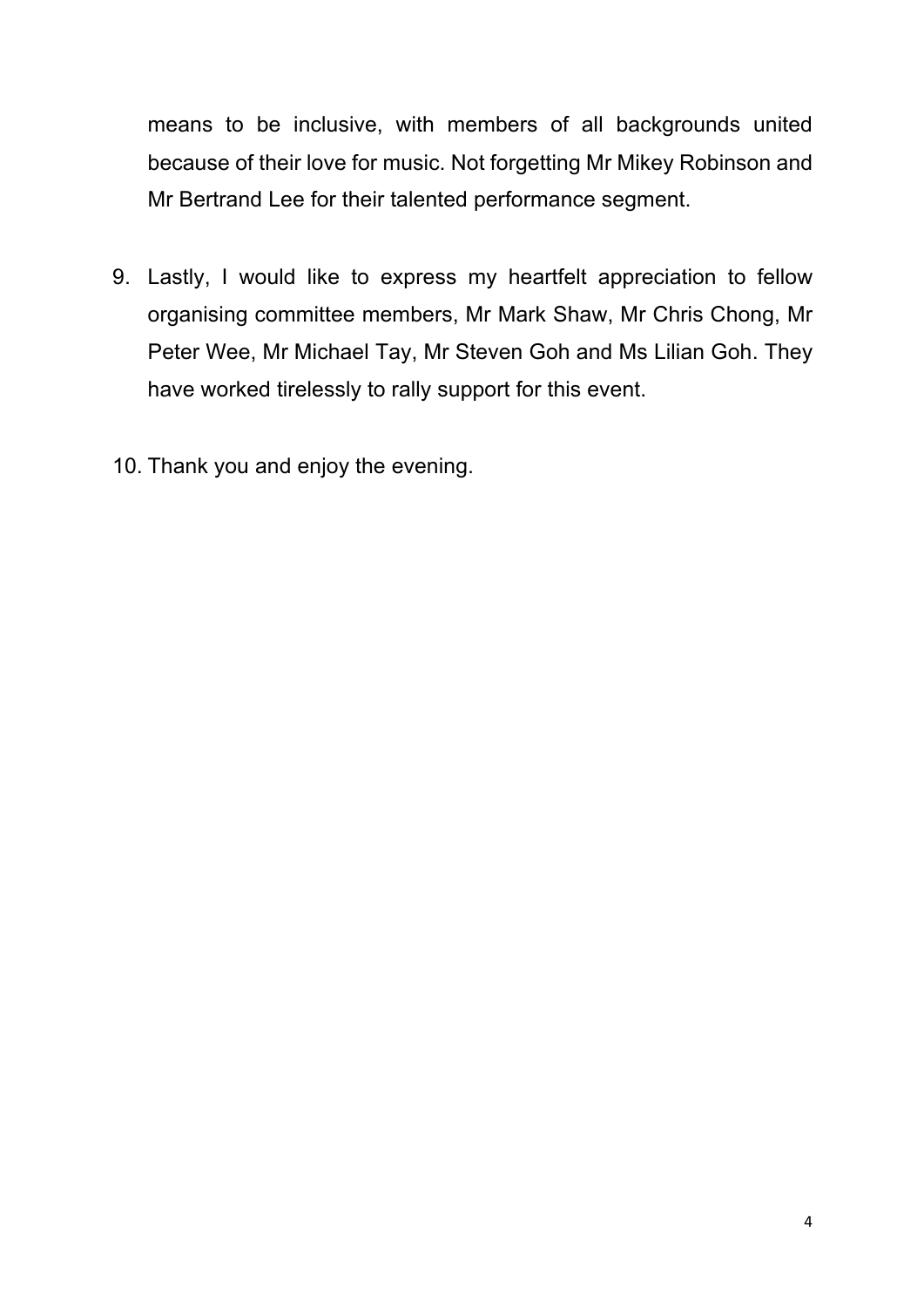means to be inclusive, with members of all backgrounds united because of their love for music. Not forgetting Mr Mikey Robinson and Mr Bertrand Lee for their talented performance segment.

9. Lastly, I would like to express my heartfelt appreciation to fellow organising committee members, Mr Mark Shaw, Mr Chris Chong, Mr Peter Wee, Mr Michael Tay, Mr Steven Goh and Ms Lilian Goh. They have worked tirelessly to rally support for this event.

10. Thank you and enjoy the evening.